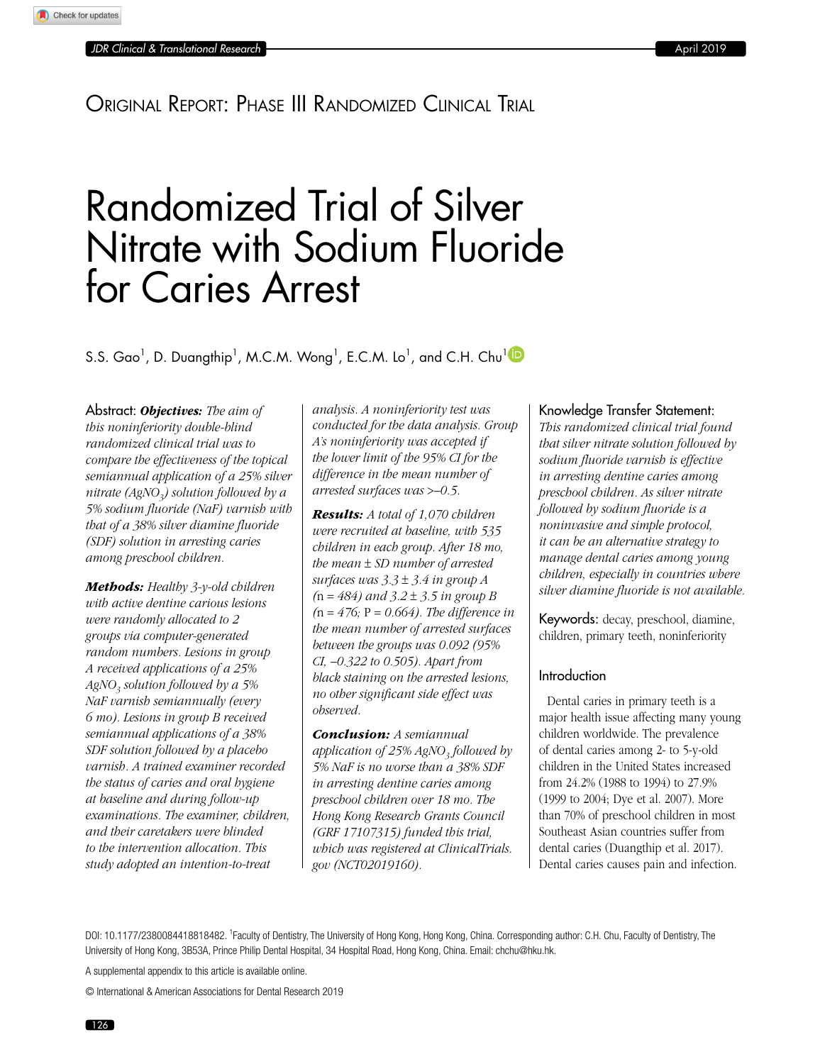Original Report: Phase III Randomized Clinical Trial

# Randomized Trial of Silver Nitrate with Sodium Fluoride for Caries Arrest

S.S. Gao[1], D. Duangthip[1], M.C.M. Wong[1], E.C.M. Lo[1], and C.H. Chu[1]

**Abstract:** ***Objectives:*** *The aim of this noninferiority double-blind randomized clinical trial was to compare the effectiveness of the topical semiannual application of a 25% silver nitrate ($AgNO_3$) solution followed by a 5% sodium fluoride (NaF) varnish with that of a 38% silver diamine fluoride (SDF) solution in arresting caries among preschool children.*

***Methods:*** *Healthy 3-y-old children with active dentine carious lesions were randomly allocated to 2 groups via computer-generated random numbers. Lesions in group A received applications of a 25% $AgNO_3$ solution followed by a 5% NaF varnish semiannually (every 6 mo). Lesions in group B received semiannual applications of a 38% SDF solution followed by a placebo varnish. A trained examiner recorded the status of caries and oral hygiene at baseline and during follow-up examinations. The examiner, children, and their caretakers were blinded to the intervention allocation. This study adopted an intention-to-treat analysis. A noninferiority test was conducted for the data analysis. Group A's noninferiority was accepted if the lower limit of the 95% CI for the difference in the mean number of arrested surfaces was >–0.5.*

***Results:*** *A total of 1,070 children were recruited at baseline, with 535 children in each group. After 18 mo, the mean ± SD number of arrested surfaces was 3.3 ± 3.4 in group A (n = 484) and 3.2 ± 3.5 in group B (n = 476; P = 0.664). The difference in the mean number of arrested surfaces between the groups was 0.092 (95% CI, –0.322 to 0.505). Apart from black staining on the arrested lesions, no other significant side effect was observed.*

***Conclusion:*** *A semiannual application of 25% $AgNO_3$ followed by 5% NaF is no worse than a 38% SDF in arresting dentine caries among preschool children over 18 mo. The Hong Kong Research Grants Council (GRF 17107315) funded this trial, which was registered at ClinicalTrials.gov (NCT02019160).*

**Knowledge Transfer Statement:** *This randomized clinical trial found that silver nitrate solution followed by sodium fluoride varnish is effective in arresting dentine caries among preschool children. As silver nitrate followed by sodium fluoride is a noninvasive and simple protocol, it can be an alternative strategy to manage dental caries among young children, especially in countries where silver diamine fluoride is not available.*

**Keywords:** decay, preschool, diamine, children, primary teeth, noninferiority

## Introduction

Dental caries in primary teeth is a major health issue affecting many young children worldwide. The prevalence of dental caries among 2- to 5-y-old children in the United States increased from 24.2% (1988 to 1994) to 27.9% (1999 to 2004; Dye et al. 2007). More than 70% of preschool children in most Southeast Asian countries suffer from dental caries (Duangthip et al. 2017). Dental caries causes pain and infection.

DOI: 10.1177/2380084418818482. [1]Faculty of Dentistry, The University of Hong Kong, Hong Kong, China. Corresponding author: C.H. Chu, Faculty of Dentistry, The University of Hong Kong, 3B53A, Prince Philip Dental Hospital, 34 Hospital Road, Hong Kong, China. Email: chchu@hku.hk.

A supplemental appendix to this article is available online.

© International & American Associations for Dental Research 2019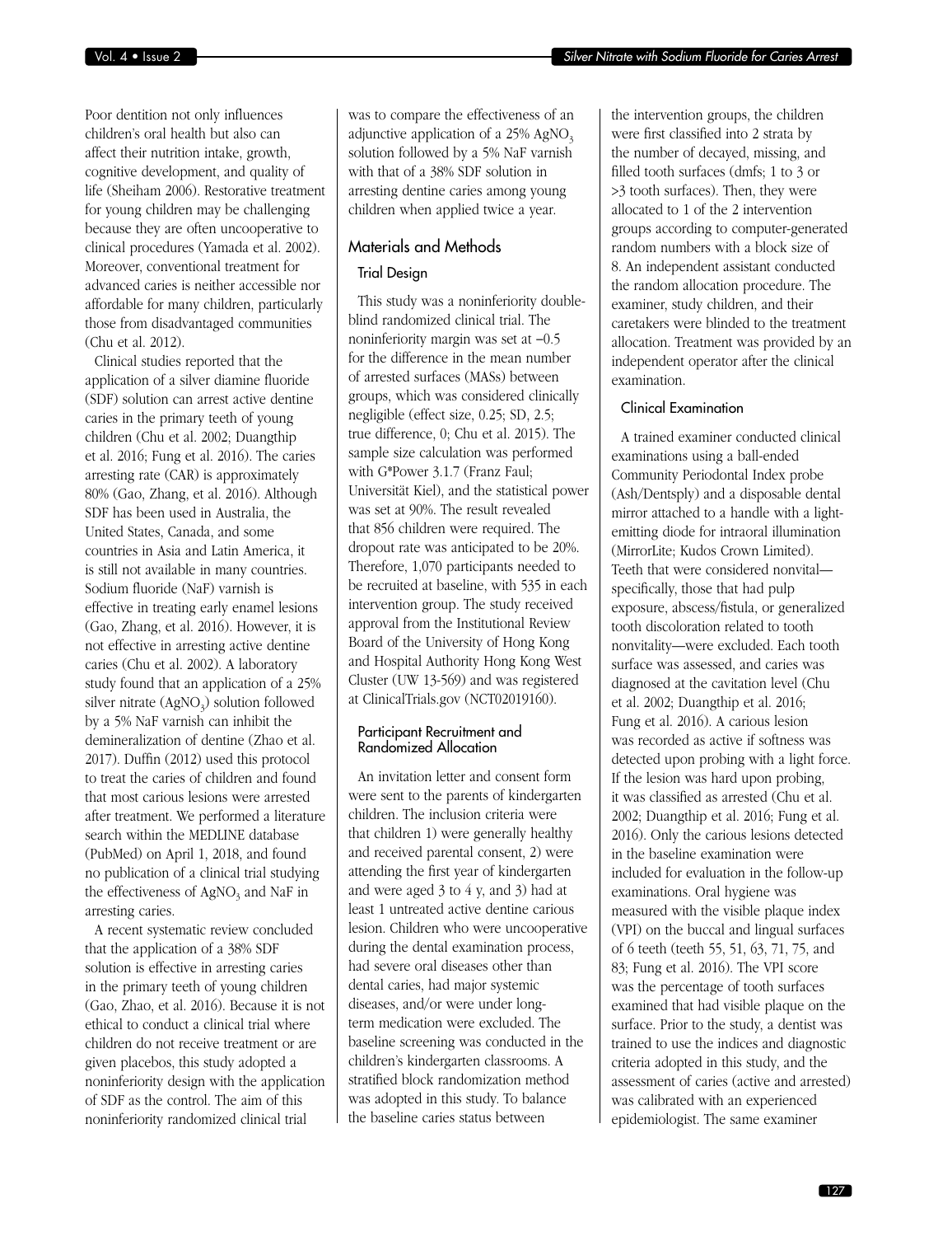Poor dentition not only influences children's oral health but also can affect their nutrition intake, growth, cognitive development, and quality of life (Sheiham 2006). Restorative treatment for young children may be challenging because they are often uncooperative to clinical procedures (Yamada et al. 2002). Moreover, conventional treatment for advanced caries is neither accessible nor affordable for many children, particularly those from disadvantaged communities (Chu et al. 2012).

Clinical studies reported that the application of a silver diamine fluoride (SDF) solution can arrest active dentine caries in the primary teeth of young children (Chu et al. 2002; Duangthip et al. 2016; Fung et al. 2016). The caries arresting rate (CAR) is approximately 80% (Gao, Zhang, et al. 2016). Although SDF has been used in Australia, the United States, Canada, and some countries in Asia and Latin America, it is still not available in many countries. Sodium fluoride (NaF) varnish is effective in treating early enamel lesions (Gao, Zhang, et al. 2016). However, it is not effective in arresting active dentine caries (Chu et al. 2002). A laboratory study found that an application of a 25% silver nitrate ($AgNO_3$) solution followed by a 5% NaF varnish can inhibit the demineralization of dentine (Zhao et al. 2017). Duffin (2012) used this protocol to treat the caries of children and found that most carious lesions were arrested after treatment. We performed a literature search within the MEDLINE database (PubMed) on April 1, 2018, and found no publication of a clinical trial studying the effectiveness of $AgNO_3$ and NaF in arresting caries.

A recent systematic review concluded that the application of a 38% SDF solution is effective in arresting caries in the primary teeth of young children (Gao, Zhao, et al. 2016). Because it is not ethical to conduct a clinical trial where children do not receive treatment or are given placebos, this study adopted a noninferiority design with the application of SDF as the control. The aim of this noninferiority randomized clinical trial was to compare the effectiveness of an adjunctive application of a 25% $AgNO_3$ solution followed by a 5% NaF varnish with that of a 38% SDF solution in arresting dentine caries among young children when applied twice a year.

## Materials and Methods

### Trial Design

This study was a noninferiority double-blind randomized clinical trial. The noninferiority margin was set at −0.5 for the difference in the mean number of arrested surfaces (MASs) between groups, which was considered clinically negligible (effect size, 0.25; SD, 2.5; true difference, 0; Chu et al. 2015). The sample size calculation was performed with G*Power 3.1.7 (Franz Faul; Universität Kiel), and the statistical power was set at 90%. The result revealed that 856 children were required. The dropout rate was anticipated to be 20%. Therefore, 1,070 participants needed to be recruited at baseline, with 535 in each intervention group. The study received approval from the Institutional Review Board of the University of Hong Kong and Hospital Authority Hong Kong West Cluster (UW 13-569) and was registered at ClinicalTrials.gov (NCT02019160).

### Participant Recruitment and Randomized Allocation

An invitation letter and consent form were sent to the parents of kindergarten children. The inclusion criteria were that children 1) were generally healthy and received parental consent, 2) were attending the first year of kindergarten and were aged 3 to 4 y, and 3) had at least 1 untreated active dentine carious lesion. Children who were uncooperative during the dental examination process, had severe oral diseases other than dental caries, had major systemic diseases, and/or were under long-term medication were excluded. The baseline screening was conducted in the children's kindergarten classrooms. A stratified block randomization method was adopted in this study. To balance the baseline caries status between the intervention groups, the children were first classified into 2 strata by the number of decayed, missing, and filled tooth surfaces (dmfs; 1 to 3 or >3 tooth surfaces). Then, they were allocated to 1 of the 2 intervention groups according to computer-generated random numbers with a block size of 8. An independent assistant conducted the random allocation procedure. The examiner, study children, and their caretakers were blinded to the treatment allocation. Treatment was provided by an independent operator after the clinical examination.

### Clinical Examination

A trained examiner conducted clinical examinations using a ball-ended Community Periodontal Index probe (Ash/Dentsply) and a disposable dental mirror attached to a handle with a light-emitting diode for intraoral illumination (MirrorLite; Kudos Crown Limited). Teeth that were considered nonvital—specifically, those that had pulp exposure, abscess/fistula, or generalized tooth discoloration related to tooth nonvitality—were excluded. Each tooth surface was assessed, and caries was diagnosed at the cavitation level (Chu et al. 2002; Duangthip et al. 2016; Fung et al. 2016). A carious lesion was recorded as active if softness was detected upon probing with a light force. If the lesion was hard upon probing, it was classified as arrested (Chu et al. 2002; Duangthip et al. 2016; Fung et al. 2016). Only the carious lesions detected in the baseline examination were included for evaluation in the follow-up examinations. Oral hygiene was measured with the visible plaque index (VPI) on the buccal and lingual surfaces of 6 teeth (teeth 55, 51, 63, 71, 75, and 83; Fung et al. 2016). The VPI score was the percentage of tooth surfaces examined that had visible plaque on the surface. Prior to the study, a dentist was trained to use the indices and diagnostic criteria adopted in this study, and the assessment of caries (active and arrested) was calibrated with an experienced epidemiologist. The same examiner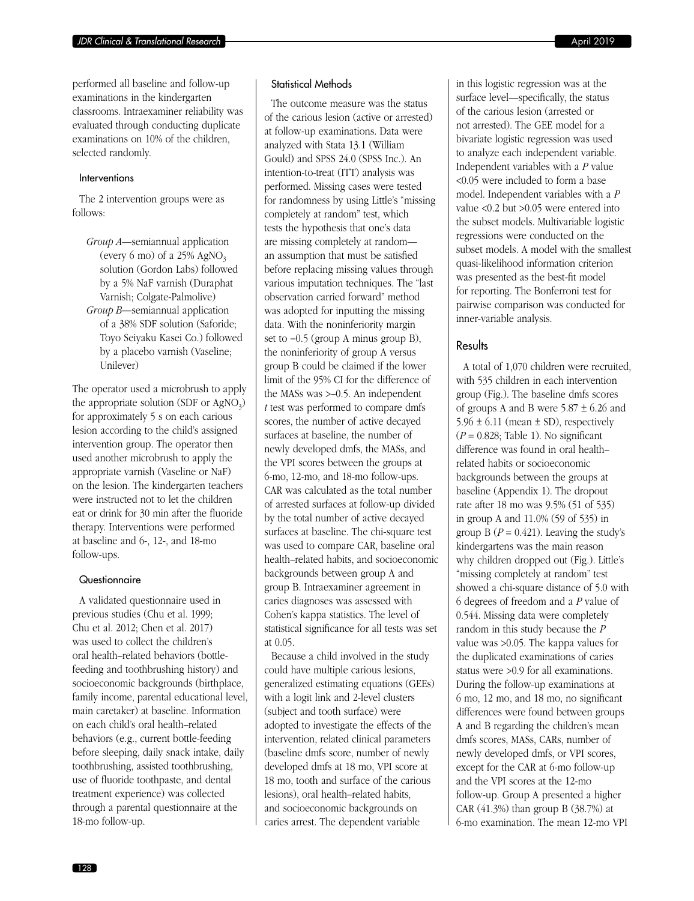performed all baseline and follow-up examinations in the kindergarten classrooms. Intraexaminer reliability was evaluated through conducting duplicate examinations on 10% of the children, selected randomly.

### Interventions

The 2 intervention groups were as follows:

*Group A*—semiannual application (every 6 mo) of a 25% $AgNO_3$ solution (Gordon Labs) followed by a 5% NaF varnish (Duraphat Varnish; Colgate-Palmolive)

*Group B*—semiannual application of a 38% SDF solution (Saforide; Toyo Seiyaku Kasei Co.) followed by a placebo varnish (Vaseline; Unilever)

The operator used a microbrush to apply the appropriate solution (SDF or $AgNO_3$) for approximately 5 s on each carious lesion according to the child's assigned intervention group. The operator then used another microbrush to apply the appropriate varnish (Vaseline or NaF) on the lesion. The kindergarten teachers were instructed not to let the children eat or drink for 30 min after the fluoride therapy. Interventions were performed at baseline and 6-, 12-, and 18-mo follow-ups.

### Questionnaire

A validated questionnaire used in previous studies (Chu et al. 1999; Chu et al. 2012; Chen et al. 2017) was used to collect the children's oral health–related behaviors (bottle-feeding and toothbrushing history) and socioeconomic backgrounds (birthplace, family income, parental educational level, main caretaker) at baseline. Information on each child's oral health–related behaviors (e.g., current bottle-feeding before sleeping, daily snack intake, daily toothbrushing, assisted toothbrushing, use of fluoride toothpaste, and dental treatment experience) was collected through a parental questionnaire at the 18-mo follow-up.

### Statistical Methods

The outcome measure was the status of the carious lesion (active or arrested) at follow-up examinations. Data were analyzed with Stata 13.1 (William Gould) and SPSS 24.0 (SPSS Inc.). An intention-to-treat (ITT) analysis was performed. Missing cases were tested for randomness by using Little's "missing completely at random" test, which tests the hypothesis that one's data are missing completely at random—an assumption that must be satisfied before replacing missing values through various imputation techniques. The "last observation carried forward" method was adopted for inputting the missing data. With the noninferiority margin set to −0.5 (group A minus group B), the noninferiority of group A versus group B could be claimed if the lower limit of the 95% CI for the difference of the MASs was >–0.5. An independent *t* test was performed to compare dmfs scores, the number of active decayed surfaces at baseline, the number of newly developed dmfs, the MASs, and the VPI scores between the groups at 6-mo, 12-mo, and 18-mo follow-ups. CAR was calculated as the total number of arrested surfaces at follow-up divided by the total number of active decayed surfaces at baseline. The chi-square test was used to compare CAR, baseline oral health–related habits, and socioeconomic backgrounds between group A and group B. Intraexaminer agreement in caries diagnoses was assessed with Cohen's kappa statistics. The level of statistical significance for all tests was set at 0.05.

Because a child involved in the study could have multiple carious lesions, generalized estimating equations (GEEs) with a logit link and 2-level clusters (subject and tooth surface) were adopted to investigate the effects of the intervention, related clinical parameters (baseline dmfs score, number of newly developed dmfs at 18 mo, VPI score at 18 mo, tooth and surface of the carious lesions), oral health–related habits, and socioeconomic backgrounds on caries arrest. The dependent variable in this logistic regression was at the surface level—specifically, the status of the carious lesion (arrested or not arrested). The GEE model for a bivariate logistic regression was used to analyze each independent variable. Independent variables with a *P* value <0.05 were included to form a base model. Independent variables with a *P* value <0.2 but >0.05 were entered into the subset models. Multivariable logistic regressions were conducted on the subset models. A model with the smallest quasi-likelihood information criterion was presented as the best-fit model for reporting. The Bonferroni test for pairwise comparison was conducted for inner-variable analysis.

## Results

A total of 1,070 children were recruited, with 535 children in each intervention group (Fig.). The baseline dmfs scores of groups A and B were 5.87 ± 6.26 and 5.96 ± 6.11 (mean ± SD), respectively (*P* = 0.828; Table 1). No significant difference was found in oral health–related habits or socioeconomic backgrounds between the groups at baseline (Appendix 1). The dropout rate after 18 mo was 9.5% (51 of 535) in group A and 11.0% (59 of 535) in group B (*P* = 0.421). Leaving the study's kindergartens was the main reason why children dropped out (Fig.). Little's "missing completely at random" test showed a chi-square distance of 5.0 with 6 degrees of freedom and a *P* value of 0.544. Missing data were completely random in this study because the *P* value was >0.05. The kappa values for the duplicated examinations of caries status were >0.9 for all examinations. During the follow-up examinations at 6 mo, 12 mo, and 18 mo, no significant differences were found between groups A and B regarding the children's mean dmfs scores, MASs, CARs, number of newly developed dmfs, or VPI scores, except for the CAR at 6-mo follow-up and the VPI scores at the 12-mo follow-up. Group A presented a higher CAR (41.3%) than group B (38.7%) at 6-mo examination. The mean 12-mo VPI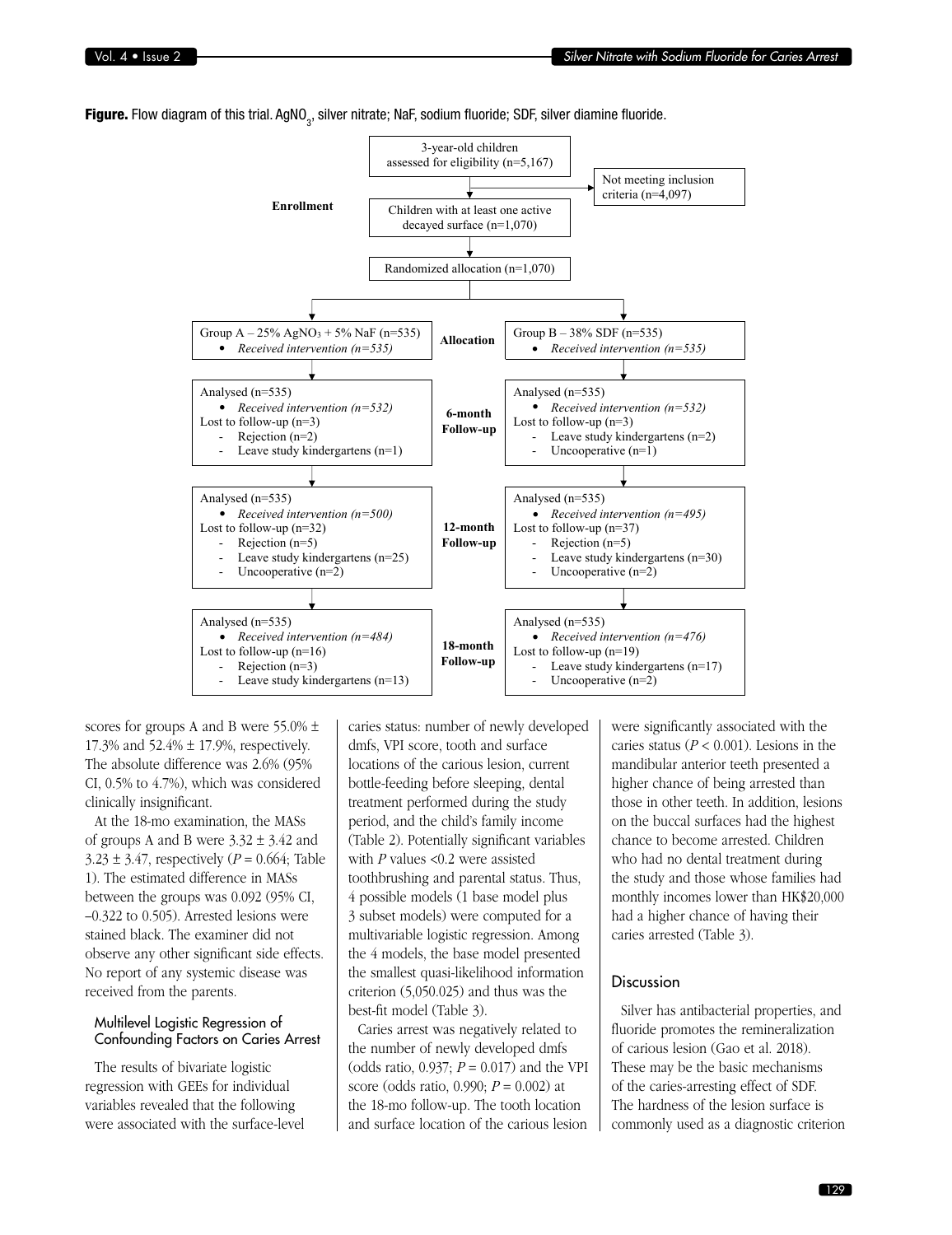**Figure.** Flow diagram of this trial. $AgNO_3$, silver nitrate; NaF, sodium fluoride; SDF, silver diamine fluoride.

**Enrollment**

3-year-old children assessed for eligibility (n=5,167)

Not meeting inclusion criteria (n=4,097)

Children with at least one active decayed surface (n=1,070)

Randomized allocation (n=1,070)

**Allocation**

| Group A – 25% $AgNO_3$ + 5% NaF (n=535) | | Group B – 38% SDF (n=535) |
|---|---|---|
| • *Received intervention (n=535)* | **Allocation** | • *Received intervention (n=535)* |
| Analysed (n=535)<br>• *Received intervention (n=532)*<br>Lost to follow-up (n=3)<br>- Rejection (n=2)<br>- Leave study kindergartens (n=1) | **6-month Follow-up** | Analysed (n=535)<br>• *Received intervention (n=532)*<br>Lost to follow-up (n=3)<br>- Leave study kindergartens (n=2)<br>- Uncooperative (n=1) |
| Analysed (n=535)<br>• *Received intervention (n=500)*<br>Lost to follow-up (n=32)<br>- Rejection (n=5)<br>- Leave study kindergartens (n=25)<br>- Uncooperative (n=2) | **12-month Follow-up** | Analysed (n=535)<br>• *Received intervention (n=495)*<br>Lost to follow-up (n=37)<br>- Rejection (n=5)<br>- Leave study kindergartens (n=30)<br>- Uncooperative (n=2) |
| Analysed (n=535)<br>• *Received intervention (n=484)*<br>Lost to follow-up (n=16)<br>- Rejection (n=3)<br>- Leave study kindergartens (n=13) | **18-month Follow-up** | Analysed (n=535)<br>• *Received intervention (n=476)*<br>Lost to follow-up (n=19)<br>- Leave study kindergartens (n=17)<br>- Uncooperative (n=2) |

scores for groups A and B were 55.0% ± 17.3% and 52.4% ± 17.9%, respectively. The absolute difference was 2.6% (95% CI, 0.5% to 4.7%), which was considered clinically insignificant.

At the 18-mo examination, the MASs of groups A and B were 3.32 ± 3.42 and 3.23 ± 3.47, respectively ($P$ = 0.664; Table 1). The estimated difference in MASs between the groups was 0.092 (95% CI, –0.322 to 0.505). Arrested lesions were stained black. The examiner did not observe any other significant side effects. No report of any systemic disease was received from the parents.

### Multilevel Logistic Regression of Confounding Factors on Caries Arrest

The results of bivariate logistic regression with GEEs for individual variables revealed that the following were associated with the surface-level caries status: number of newly developed dmfs, VPI score, tooth and surface locations of the carious lesion, current bottle-feeding before sleeping, dental treatment performed during the study period, and the child's family income (Table 2). Potentially significant variables with $P$ values <0.2 were assisted toothbrushing and parental status. Thus, 4 possible models (1 base model plus 3 subset models) were computed for a multivariable logistic regression. Among the 4 models, the base model presented the smallest quasi-likelihood information criterion (5,050.025) and thus was the best-fit model (Table 3).

Caries arrest was negatively related to the number of newly developed dmfs (odds ratio, 0.937; $P$ = 0.017) and the VPI score (odds ratio, 0.990; $P$ = 0.002) at the 18-mo follow-up. The tooth location and surface location of the carious lesion were significantly associated with the caries status ($P$ < 0.001). Lesions in the mandibular anterior teeth presented a higher chance of being arrested than those in other teeth. In addition, lesions on the buccal surfaces had the highest chance to become arrested. Children who had no dental treatment during the study and those whose families had monthly incomes lower than HK$20,000 had a higher chance of having their caries arrested (Table 3).

## Discussion

Silver has antibacterial properties, and fluoride promotes the remineralization of carious lesion (Gao et al. 2018). These may be the basic mechanisms of the caries-arresting effect of SDF. The hardness of the lesion surface is commonly used as a diagnostic criterion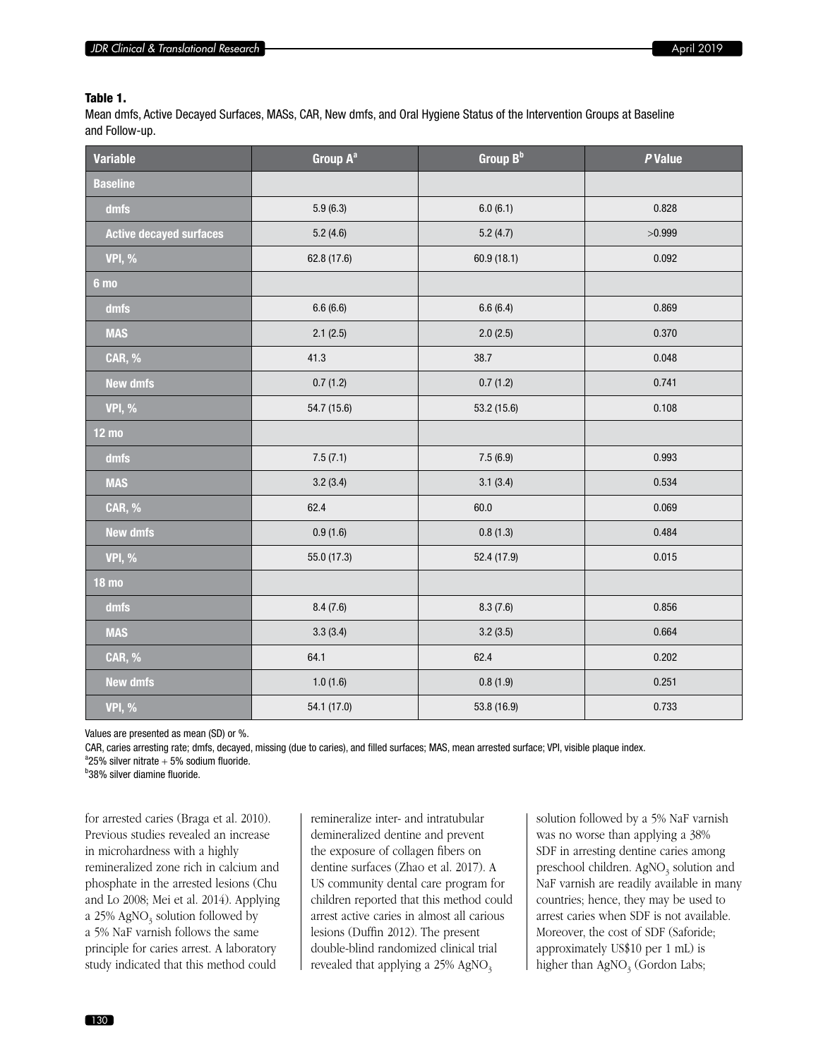**Table 1.**

Mean dmfs, Active Decayed Surfaces, MASs, CAR, New dmfs, and Oral Hygiene Status of the Intervention Groups at Baseline and Follow-up.

| Variable | Group A[a] | Group B[b] | *P* Value |
|---|---|---|---|
| **Baseline** | | | |
| dmfs | 5.9 (6.3) | 6.0 (6.1) | 0.828 |
| Active decayed surfaces | 5.2 (4.6) | 5.2 (4.7) | >0.999 |
| VPI, % | 62.8 (17.6) | 60.9 (18.1) | 0.092 |
| **6 mo** | | | |
| dmfs | 6.6 (6.6) | 6.6 (6.4) | 0.869 |
| MAS | 2.1 (2.5) | 2.0 (2.5) | 0.370 |
| CAR, % | 41.3 | 38.7 | 0.048 |
| New dmfs | 0.7 (1.2) | 0.7 (1.2) | 0.741 |
| VPI, % | 54.7 (15.6) | 53.2 (15.6) | 0.108 |
| **12 mo** | | | |
| dmfs | 7.5 (7.1) | 7.5 (6.9) | 0.993 |
| MAS | 3.2 (3.4) | 3.1 (3.4) | 0.534 |
| CAR, % | 62.4 | 60.0 | 0.069 |
| New dmfs | 0.9 (1.6) | 0.8 (1.3) | 0.484 |
| VPI, % | 55.0 (17.3) | 52.4 (17.9) | 0.015 |
| **18 mo** | | | |
| dmfs | 8.4 (7.6) | 8.3 (7.6) | 0.856 |
| MAS | 3.3 (3.4) | 3.2 (3.5) | 0.664 |
| CAR, % | 64.1 | 62.4 | 0.202 |
| New dmfs | 1.0 (1.6) | 0.8 (1.9) | 0.251 |
| VPI, % | 54.1 (17.0) | 53.8 (16.9) | 0.733 |

Values are presented as mean (SD) or %.

CAR, caries arresting rate; dmfs, decayed, missing (due to caries), and filled surfaces; MAS, mean arrested surface; VPI, visible plaque index.

[a]25% silver nitrate + 5% sodium fluoride.

[b]38% silver diamine fluoride.

for arrested caries (Braga et al. 2010). Previous studies revealed an increase in microhardness with a highly remineralized zone rich in calcium and phosphate in the arrested lesions (Chu and Lo 2008; Mei et al. 2014). Applying a 25% $AgNO_3$ solution followed by a 5% NaF varnish follows the same principle for caries arrest. A laboratory study indicated that this method could remineralize inter- and intratubular demineralized dentine and prevent the exposure of collagen fibers on dentine surfaces (Zhao et al. 2017). A US community dental care program for children reported that this method could arrest active caries in almost all carious lesions (Duffin 2012). The present double-blind randomized clinical trial revealed that applying a 25% $AgNO_3$ solution followed by a 5% NaF varnish was no worse than applying a 38% SDF in arresting dentine caries among preschool children. $AgNO_3$ solution and NaF varnish are readily available in many countries; hence, they may be used to arrest caries when SDF is not available. Moreover, the cost of SDF (Saforide; approximately US$10 per 1 mL) is higher than $AgNO_3$ (Gordon Labs;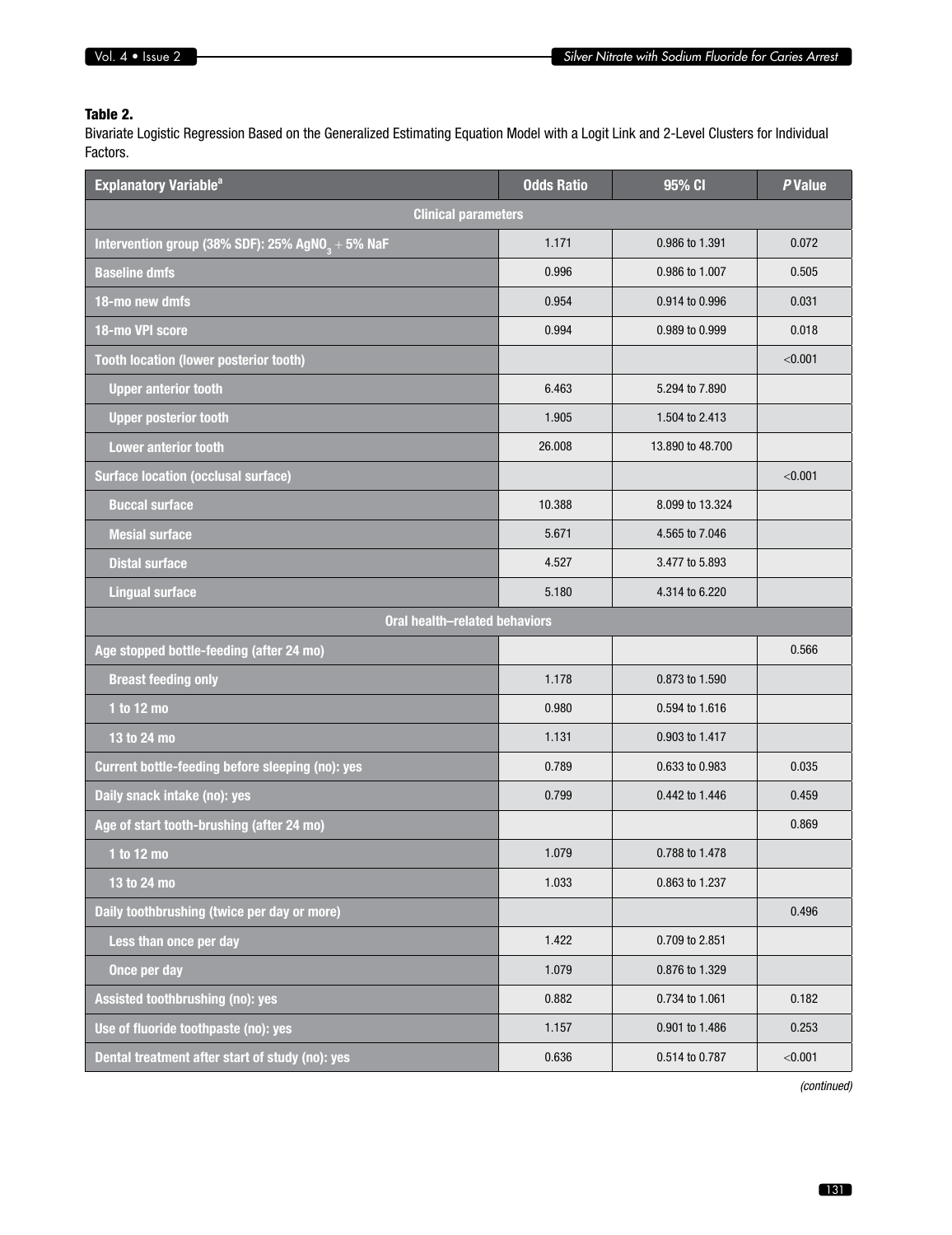**Table 2.**
Bivariate Logistic Regression Based on the Generalized Estimating Equation Model with a Logit Link and 2-Level Clusters for Individual Factors.

| Explanatory Variable[a] | Odds Ratio | 95% CI | *P* Value |
|---|---|---|---|
| **Clinical parameters** | | | |
| Intervention group (38% SDF): 25% $AgNO_3$ + 5% NaF | 1.171 | 0.986 to 1.391 | 0.072 |
| Baseline dmfs | 0.996 | 0.986 to 1.007 | 0.505 |
| 18-mo new dmfs | 0.954 | 0.914 to 0.996 | 0.031 |
| 18-mo VPI score | 0.994 | 0.989 to 0.999 | 0.018 |
| Tooth location (lower posterior tooth) | | | <0.001 |
| Upper anterior tooth | 6.463 | 5.294 to 7.890 | |
| Upper posterior tooth | 1.905 | 1.504 to 2.413 | |
| Lower anterior tooth | 26.008 | 13.890 to 48.700 | |
| Surface location (occlusal surface) | | | <0.001 |
| Buccal surface | 10.388 | 8.099 to 13.324 | |
| Mesial surface | 5.671 | 4.565 to 7.046 | |
| Distal surface | 4.527 | 3.477 to 5.893 | |
| Lingual surface | 5.180 | 4.314 to 6.220 | |
| **Oral health–related behaviors** | | | |
| Age stopped bottle-feeding (after 24 mo) | | | 0.566 |
| Breast feeding only | 1.178 | 0.873 to 1.590 | |
| 1 to 12 mo | 0.980 | 0.594 to 1.616 | |
| 13 to 24 mo | 1.131 | 0.903 to 1.417 | |
| Current bottle-feeding before sleeping (no): yes | 0.789 | 0.633 to 0.983 | 0.035 |
| Daily snack intake (no): yes | 0.799 | 0.442 to 1.446 | 0.459 |
| Age of start tooth-brushing (after 24 mo) | | | 0.869 |
| 1 to 12 mo | 1.079 | 0.788 to 1.478 | |
| 13 to 24 mo | 1.033 | 0.863 to 1.237 | |
| Daily toothbrushing (twice per day or more) | | | 0.496 |
| Less than once per day | 1.422 | 0.709 to 2.851 | |
| Once per day | 1.079 | 0.876 to 1.329 | |
| Assisted toothbrushing (no): yes | 0.882 | 0.734 to 1.061 | 0.182 |
| Use of fluoride toothpaste (no): yes | 1.157 | 0.901 to 1.486 | 0.253 |
| Dental treatment after start of study (no): yes | 0.636 | 0.514 to 0.787 | <0.001 |

*(continued)*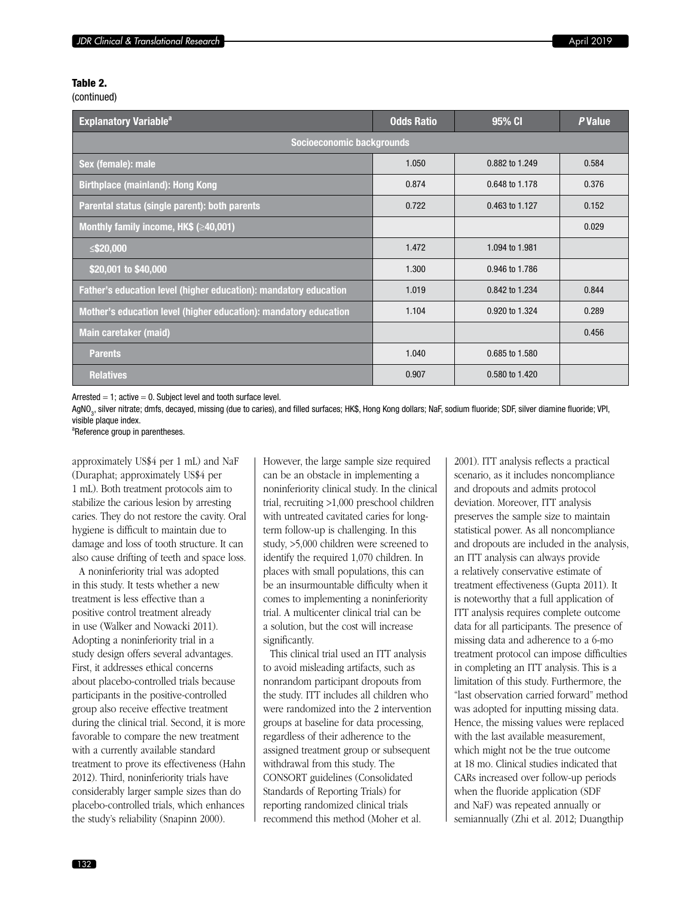**Table 2.**
(continued)

| Explanatory Variable[a] | Odds Ratio | 95% CI | *P* Value |
|---|---|---|---|
| **Socioeconomic backgrounds** | | | |
| Sex (female): male | 1.050 | 0.882 to 1.249 | 0.584 |
| Birthplace (mainland): Hong Kong | 0.874 | 0.648 to 1.178 | 0.376 |
| Parental status (single parent): both parents | 0.722 | 0.463 to 1.127 | 0.152 |
| Monthly family income, HK$ (≥40,001) | | | 0.029 |
| ≤$20,000 | 1.472 | 1.094 to 1.981 | |
| $20,001 to $40,000 | 1.300 | 0.946 to 1.786 | |
| Father's education level (higher education): mandatory education | 1.019 | 0.842 to 1.234 | 0.844 |
| Mother's education level (higher education): mandatory education | 1.104 | 0.920 to 1.324 | 0.289 |
| Main caretaker (maid) | | | 0.456 |
| Parents | 1.040 | 0.685 to 1.580 | |
| Relatives | 0.907 | 0.580 to 1.420 | |

Arrested = 1; active = 0. Subject level and tooth surface level.

$AgNO_3$, silver nitrate; dmfs, decayed, missing (due to caries), and filled surfaces; HK$, Hong Kong dollars; NaF, sodium fluoride; SDF, silver diamine fluoride; VPI, visible plaque index.

[a]Reference group in parentheses.

approximately US$4 per 1 mL) and NaF (Duraphat; approximately US$4 per 1 mL). Both treatment protocols aim to stabilize the carious lesion by arresting caries. They do not restore the cavity. Oral hygiene is difficult to maintain due to damage and loss of tooth structure. It can also cause drifting of teeth and space loss.

A noninferiority trial was adopted in this study. It tests whether a new treatment is less effective than a positive control treatment already in use (Walker and Nowacki 2011). Adopting a noninferiority trial in a study design offers several advantages. First, it addresses ethical concerns about placebo-controlled trials because participants in the positive-controlled group also receive effective treatment during the clinical trial. Second, it is more favorable to compare the new treatment with a currently available standard treatment to prove its effectiveness (Hahn 2012). Third, noninferiority trials have considerably larger sample sizes than do placebo-controlled trials, which enhances the study's reliability (Snapinn 2000). However, the large sample size required can be an obstacle in implementing a noninferiority clinical study. In the clinical trial, recruiting >1,000 preschool children with untreated cavitated caries for long-term follow-up is challenging. In this study, >5,000 children were screened to identify the required 1,070 children. In places with small populations, this can be an insurmountable difficulty when it comes to implementing a noninferiority trial. A multicenter clinical trial can be a solution, but the cost will increase significantly.

This clinical trial used an ITT analysis to avoid misleading artifacts, such as nonrandom participant dropouts from the study. ITT includes all children who were randomized into the 2 intervention groups at baseline for data processing, regardless of their adherence to the assigned treatment group or subsequent withdrawal from this study. The CONSORT guidelines (Consolidated Standards of Reporting Trials) for reporting randomized clinical trials recommend this method (Moher et al. 2001). ITT analysis reflects a practical scenario, as it includes noncompliance and dropouts and admits protocol deviation. Moreover, ITT analysis preserves the sample size to maintain statistical power. As all noncompliance and dropouts are included in the analysis, an ITT analysis can always provide a relatively conservative estimate of treatment effectiveness (Gupta 2011). It is noteworthy that a full application of ITT analysis requires complete outcome data for all participants. The presence of missing data and adherence to a 6-mo treatment protocol can impose difficulties in completing an ITT analysis. This is a limitation of this study. Furthermore, the "last observation carried forward" method was adopted for inputting missing data. Hence, the missing values were replaced with the last available measurement, which might not be the true outcome at 18 mo. Clinical studies indicated that CARs increased over follow-up periods when the fluoride application (SDF and NaF) was repeated annually or semiannually (Zhi et al. 2012; Duangthip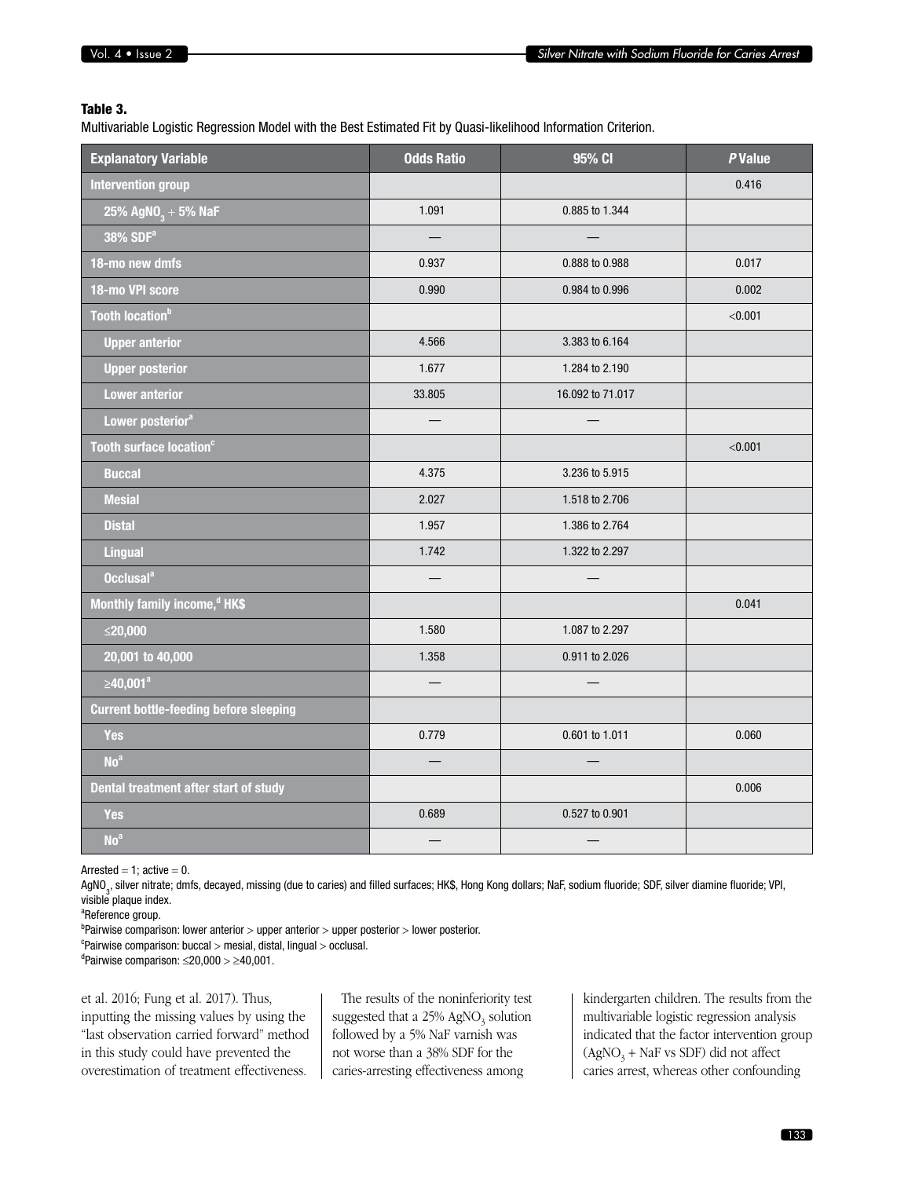**Table 3.**

Multivariable Logistic Regression Model with the Best Estimated Fit by Quasi-likelihood Information Criterion.

| Explanatory Variable | Odds Ratio | 95% CI | *P* Value |
|---|---|---|---|
| Intervention group | | | 0.416 |
| 25% $AgNO_3$ + 5% NaF | 1.091 | 0.885 to 1.344 | |
| 38% SDF[a] | — | — | |
| 18-mo new dmfs | 0.937 | 0.888 to 0.988 | 0.017 |
| 18-mo VPI score | 0.990 | 0.984 to 0.996 | 0.002 |
| Tooth location[b] | | | <0.001 |
| Upper anterior | 4.566 | 3.383 to 6.164 | |
| Upper posterior | 1.677 | 1.284 to 2.190 | |
| Lower anterior | 33.805 | 16.092 to 71.017 | |
| Lower posterior[a] | — | — | |
| Tooth surface location[c] | | | <0.001 |
| Buccal | 4.375 | 3.236 to 5.915 | |
| Mesial | 2.027 | 1.518 to 2.706 | |
| Distal | 1.957 | 1.386 to 2.764 | |
| Lingual | 1.742 | 1.322 to 2.297 | |
| Occlusal[a] | — | — | |
| Monthly family income,[d] HK$ | | | 0.041 |
| ≤20,000 | 1.580 | 1.087 to 2.297 | |
| 20,001 to 40,000 | 1.358 | 0.911 to 2.026 | |
| ≥40,001[a] | — | — | |
| Current bottle-feeding before sleeping | | | |
| Yes | 0.779 | 0.601 to 1.011 | 0.060 |
| No[a] | — | — | |
| Dental treatment after start of study | | | 0.006 |
| Yes | 0.689 | 0.527 to 0.901 | |
| No[a] | — | — | |

Arrested = 1; active = 0.

$AgNO_3$, silver nitrate; dmfs, decayed, missing (due to caries) and filled surfaces; HK$, Hong Kong dollars; NaF, sodium fluoride; SDF, silver diamine fluoride; VPI, visible plaque index.

[a]Reference group.

[b]Pairwise comparison: lower anterior > upper anterior > upper posterior > lower posterior.

[c]Pairwise comparison: buccal > mesial, distal, lingual > occlusal.

[d]Pairwise comparison: ≤20,000 > ≥40,001.

et al. 2016; Fung et al. 2017). Thus, inputting the missing values by using the "last observation carried forward" method in this study could have prevented the overestimation of treatment effectiveness.

The results of the noninferiority test suggested that a 25% $AgNO_3$ solution followed by a 5% NaF varnish was not worse than a 38% SDF for the caries-arresting effectiveness among kindergarten children. The results from the multivariable logistic regression analysis indicated that the factor intervention group ($AgNO_3$ + NaF vs SDF) did not affect caries arrest, whereas other confounding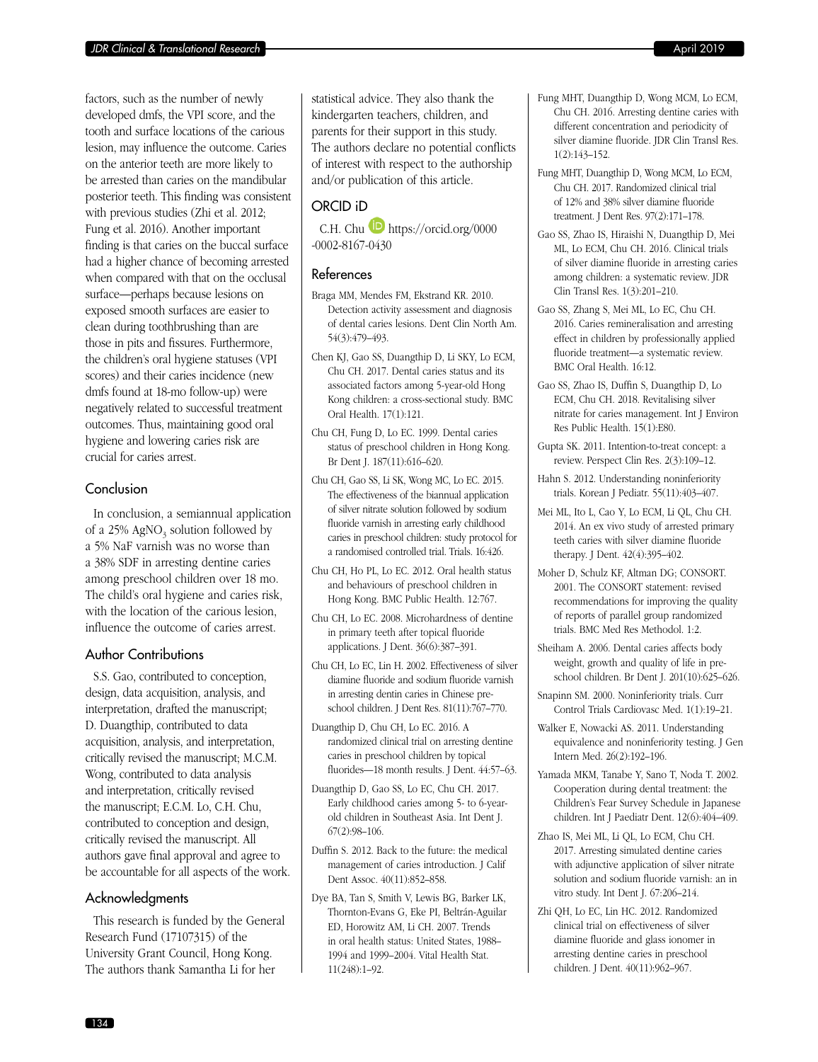factors, such as the number of newly developed dmfs, the VPI score, and the tooth and surface locations of the carious lesion, may influence the outcome. Caries on the anterior teeth are more likely to be arrested than caries on the mandibular posterior teeth. This finding was consistent with previous studies (Zhi et al. 2012; Fung et al. 2016). Another important finding is that caries on the buccal surface had a higher chance of becoming arrested when compared with that on the occlusal surface—perhaps because lesions on exposed smooth surfaces are easier to clean during toothbrushing than are those in pits and fissures. Furthermore, the children's oral hygiene statuses (VPI scores) and their caries incidence (new dmfs found at 18-mo follow-up) were negatively related to successful treatment outcomes. Thus, maintaining good oral hygiene and lowering caries risk are crucial for caries arrest.

## Conclusion

In conclusion, a semiannual application of a 25% $AgNO_3$ solution followed by a 5% NaF varnish was no worse than a 38% SDF in arresting dentine caries among preschool children over 18 mo. The child's oral hygiene and caries risk, with the location of the carious lesion, influence the outcome of caries arrest.

## Author Contributions

S.S. Gao, contributed to conception, design, data acquisition, analysis, and interpretation, drafted the manuscript; D. Duangthip, contributed to data acquisition, analysis, and interpretation, critically revised the manuscript; M.C.M. Wong, contributed to data analysis and interpretation, critically revised the manuscript; E.C.M. Lo, C.H. Chu, contributed to conception and design, critically revised the manuscript. All authors gave final approval and agree to be accountable for all aspects of the work.

## Acknowledgments

This research is funded by the General Research Fund (17107315) of the University Grant Council, Hong Kong. The authors thank Samantha Li for her statistical advice. They also thank the kindergarten teachers, children, and parents for their support in this study. The authors declare no potential conflicts of interest with respect to the authorship and/or publication of this article.

## ORCID iD

C.H. Chu https://orcid.org/0000-0002-8167-0430

## References

Braga MM, Mendes FM, Ekstrand KR. 2010. Detection activity assessment and diagnosis of dental caries lesions. Dent Clin North Am. 54(3):479–493.

Chen KJ, Gao SS, Duangthip D, Li SKY, Lo ECM, Chu CH. 2017. Dental caries status and its associated factors among 5-year-old Hong Kong children: a cross-sectional study. BMC Oral Health. 17(1):121.

Chu CH, Fung D, Lo EC. 1999. Dental caries status of preschool children in Hong Kong. Br Dent J. 187(11):616–620.

Chu CH, Gao SS, Li SK, Wong MC, Lo EC. 2015. The effectiveness of the biannual application of silver nitrate solution followed by sodium fluoride varnish in arresting early childhood caries in preschool children: study protocol for a randomised controlled trial. Trials. 16:426.

Chu CH, Ho PL, Lo EC. 2012. Oral health status and behaviours of preschool children in Hong Kong. BMC Public Health. 12:767.

Chu CH, Lo EC. 2008. Microhardness of dentine in primary teeth after topical fluoride applications. J Dent. 36(6):387–391.

Chu CH, Lo EC, Lin H. 2002. Effectiveness of silver diamine fluoride and sodium fluoride varnish in arresting dentin caries in Chinese pre-school children. J Dent Res. 81(11):767–770.

Duangthip D, Chu CH, Lo EC. 2016. A randomized clinical trial on arresting dentine caries in preschool children by topical fluorides—18 month results. J Dent. 44:57–63.

Duangthip D, Gao SS, Lo EC, Chu CH. 2017. Early childhood caries among 5- to 6-year-old children in Southeast Asia. Int Dent J. 67(2):98–106.

Duffin S. 2012. Back to the future: the medical management of caries introduction. J Calif Dent Assoc. 40(11):852–858.

Dye BA, Tan S, Smith V, Lewis BG, Barker LK, Thornton-Evans G, Eke PI, Beltrán-Aguilar ED, Horowitz AM, Li CH. 2007. Trends in oral health status: United States, 1988–1994 and 1999–2004. Vital Health Stat. 11(248):1–92.

Fung MHT, Duangthip D, Wong MCM, Lo ECM, Chu CH. 2016. Arresting dentine caries with different concentration and periodicity of silver diamine fluoride. JDR Clin Transl Res. 1(2):143–152.

Fung MHT, Duangthip D, Wong MCM, Lo ECM, Chu CH. 2017. Randomized clinical trial of 12% and 38% silver diamine fluoride treatment. J Dent Res. 97(2):171–178.

Gao SS, Zhao IS, Hiraishi N, Duangthip D, Mei ML, Lo ECM, Chu CH. 2016. Clinical trials of silver diamine fluoride in arresting caries among children: a systematic review. JDR Clin Transl Res. 1(3):201–210.

Gao SS, Zhang S, Mei ML, Lo EC, Chu CH. 2016. Caries remineralisation and arresting effect in children by professionally applied fluoride treatment—a systematic review. BMC Oral Health. 16:12.

Gao SS, Zhao IS, Duffin S, Duangthip D, Lo ECM, Chu CH. 2018. Revitalising silver nitrate for caries management. Int J Environ Res Public Health. 15(1):E80.

Gupta SK. 2011. Intention-to-treat concept: a review. Perspect Clin Res. 2(3):109–12.

Hahn S. 2012. Understanding noninferiority trials. Korean J Pediatr. 55(11):403–407.

Mei ML, Ito L, Cao Y, Lo ECM, Li QL, Chu CH. 2014. An ex vivo study of arrested primary teeth caries with silver diamine fluoride therapy. J Dent. 42(4):395–402.

Moher D, Schulz KF, Altman DG; CONSORT. 2001. The CONSORT statement: revised recommendations for improving the quality of reports of parallel group randomized trials. BMC Med Res Methodol. 1:2.

Sheiham A. 2006. Dental caries affects body weight, growth and quality of life in pre-school children. Br Dent J. 201(10):625–626.

Snapinn SM. 2000. Noninferiority trials. Curr Control Trials Cardiovasc Med. 1(1):19–21.

Walker E, Nowacki AS. 2011. Understanding equivalence and noninferiority testing. J Gen Intern Med. 26(2):192–196.

Yamada MKM, Tanabe Y, Sano T, Noda T. 2002. Cooperation during dental treatment: the Children's Fear Survey Schedule in Japanese children. Int J Paediatr Dent. 12(6):404–409.

Zhao IS, Mei ML, Li QL, Lo ECM, Chu CH. 2017. Arresting simulated dentine caries with adjunctive application of silver nitrate solution and sodium fluoride varnish: an in vitro study. Int Dent J. 67:206–214.

Zhi QH, Lo EC, Lin HC. 2012. Randomized clinical trial on effectiveness of silver diamine fluoride and glass ionomer in arresting dentine caries in preschool children. J Dent. 40(11):962–967.